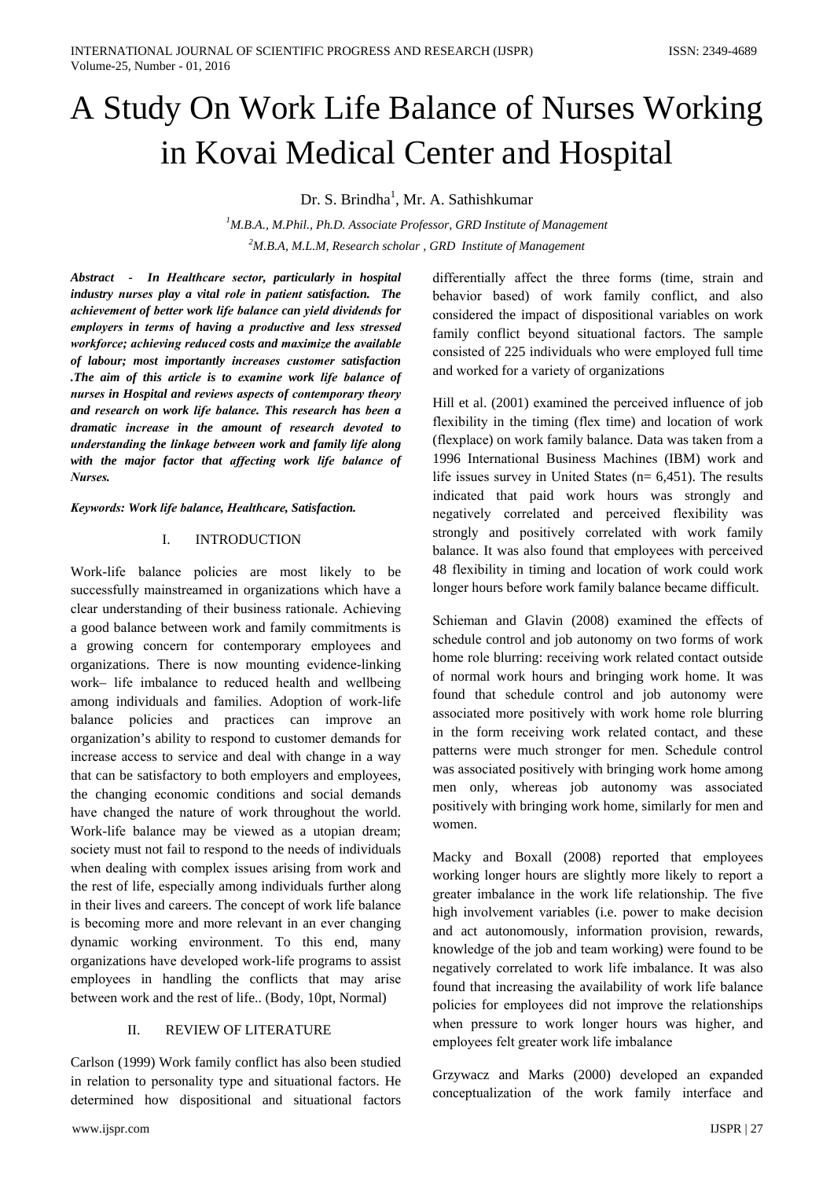# A Study On Work Life Balance of Nurses Working in Kovai Medical Center and Hospital

Dr. S. Brindha[1], Mr. A. Sathishkumar

[1]M.B.A., M.Phil., Ph.D. Associate Professor, GRD Institute of Management

[2]M.B.A, M.L.M, Research scholar , GRD Institute of Management

***Abstract - In Healthcare sector, particularly in hospital industry nurses play a vital role in patient satisfaction. The achievement of better work life balance can yield dividends for employers in terms of having a productive and less stressed workforce; achieving reduced costs and maximize the available of labour; most importantly increases customer satisfaction .The aim of this article is to examine work life balance of nurses in Hospital and reviews aspects of contemporary theory and research on work life balance. This research has been a dramatic increase in the amount of research devoted to understanding the linkage between work and family life along with the major factor that affecting work life balance of Nurses.***

***Keywords: Work life balance, Healthcare, Satisfaction.***

## I. INTRODUCTION

Work-life balance policies are most likely to be successfully mainstreamed in organizations which have a clear understanding of their business rationale. Achieving a good balance between work and family commitments is a growing concern for contemporary employees and organizations. There is now mounting evidence-linking work– life imbalance to reduced health and wellbeing among individuals and families. Adoption of work-life balance policies and practices can improve an organization's ability to respond to customer demands for increase access to service and deal with change in a way that can be satisfactory to both employers and employees, the changing economic conditions and social demands have changed the nature of work throughout the world. Work-life balance may be viewed as a utopian dream; society must not fail to respond to the needs of individuals when dealing with complex issues arising from work and the rest of life, especially among individuals further along in their lives and careers. The concept of work life balance is becoming more and more relevant in an ever changing dynamic working environment. To this end, many organizations have developed work-life programs to assist employees in handling the conflicts that may arise between work and the rest of life.. (Body, 10pt, Normal)

## II. REVIEW OF LITERATURE

Carlson (1999) Work family conflict has also been studied in relation to personality type and situational factors. He determined how dispositional and situational factors differentially affect the three forms (time, strain and behavior based) of work family conflict, and also considered the impact of dispositional variables on work family conflict beyond situational factors. The sample consisted of 225 individuals who were employed full time and worked for a variety of organizations

Hill et al. (2001) examined the perceived influence of job flexibility in the timing (flex time) and location of work (flexplace) on work family balance. Data was taken from a 1996 International Business Machines (IBM) work and life issues survey in United States (n= 6,451). The results indicated that paid work hours was strongly and negatively correlated and perceived flexibility was strongly and positively correlated with work family balance. It was also found that employees with perceived 48 flexibility in timing and location of work could work longer hours before work family balance became difficult.

Schieman and Glavin (2008) examined the effects of schedule control and job autonomy on two forms of work home role blurring: receiving work related contact outside of normal work hours and bringing work home. It was found that schedule control and job autonomy were associated more positively with work home role blurring in the form receiving work related contact, and these patterns were much stronger for men. Schedule control was associated positively with bringing work home among men only, whereas job autonomy was associated positively with bringing work home, similarly for men and women.

Macky and Boxall (2008) reported that employees working longer hours are slightly more likely to report a greater imbalance in the work life relationship. The five high involvement variables (i.e. power to make decision and act autonomously, information provision, rewards, knowledge of the job and team working) were found to be negatively correlated to work life imbalance. It was also found that increasing the availability of work life balance policies for employees did not improve the relationships when pressure to work longer hours was higher, and employees felt greater work life imbalance

Grzywacz and Marks (2000) developed an expanded conceptualization of the work family interface and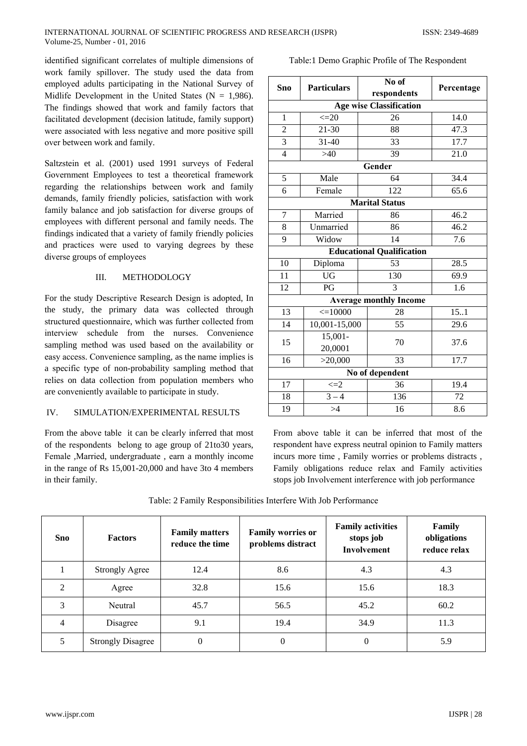identified significant correlates of multiple dimensions of work family spillover. The study used the data from employed adults participating in the National Survey of Midlife Development in the United States (N = 1,986). The findings showed that work and family factors that facilitated development (decision latitude, family support) were associated with less negative and more positive spill over between work and family.

Saltzstein et al. (2001) used 1991 surveys of Federal Government Employees to test a theoretical framework regarding the relationships between work and family demands, family friendly policies, satisfaction with work family balance and job satisfaction for diverse groups of employees with different personal and family needs. The findings indicated that a variety of family friendly policies and practices were used to varying degrees by these diverse groups of employees

## III. METHODOLOGY

For the study Descriptive Research Design is adopted, In the study, the primary data was collected through structured questionnaire, which was further collected from interview schedule from the nurses. Convenience sampling method was used based on the availability or easy access. Convenience sampling, as the name implies is a specific type of non-probability sampling method that relies on data collection from population members who are conveniently available to participate in study.

## IV. SIMULATION/EXPERIMENTAL RESULTS

Table:1 Demo Graphic Profile of The Respondent

| Sno | Particulars | No of respondents | Percentage |
|---|---|---|---|
| **Age wise Classification** | | | |
| 1 | <=20 | 26 | 14.0 |
| 2 | 21-30 | 88 | 47.3 |
| 3 | 31-40 | 33 | 17.7 |
| 4 | >40 | 39 | 21.0 |
| **Gender** | | | |
| 5 | Male | 64 | 34.4 |
| 6 | Female | 122 | 65.6 |
| **Marital Status** | | | |
| 7 | Married | 86 | 46.2 |
| 8 | Unmarried | 86 | 46.2 |
| 9 | Widow | 14 | 7.6 |
| **Educational Qualification** | | | |
| 10 | Diploma | 53 | 28.5 |
| 11 | UG | 130 | 69.9 |
| 12 | PG | 3 | 1.6 |
| **Average monthly Income** | | | |
| 13 | <=10000 | 28 | 15..1 |
| 14 | 10,001-15,000 | 55 | 29.6 |
| 15 | 15,001-20,0001 | 70 | 37.6 |
| 16 | >20,000 | 33 | 17.7 |
| **No of dependent** | | | |
| 17 | <=2 | 36 | 19.4 |
| 18 | 3 – 4 | 136 | 72 |
| 19 | >4 | 16 | 8.6 |

From the above table it can be clearly inferred that most of the respondents belong to age group of 21to30 years, Female ,Married, undergraduate , earn a monthly income in the range of Rs 15,001-20,000 and have 3to 4 members in their family.

From above table it can be inferred that most of the respondent have express neutral opinion to Family matters incurs more time , Family worries or problems distracts , Family obligations reduce relax and Family activities stops job Involvement interference with job performance

Table: 2 Family Responsibilities Interfere With Job Performance

| Sno | Factors | Family matters reduce the time | Family worries or problems distract | Family activities stops job Involvement | Family obligations reduce relax |
|---|---|---|---|---|---|
| 1 | Strongly Agree | 12.4 | 8.6 | 4.3 | 4.3 |
| 2 | Agree | 32.8 | 15.6 | 15.6 | 18.3 |
| 3 | Neutral | 45.7 | 56.5 | 45.2 | 60.2 |
| 4 | Disagree | 9.1 | 19.4 | 34.9 | 11.3 |
| 5 | Strongly Disagree | 0 | 0 | 0 | 5.9 |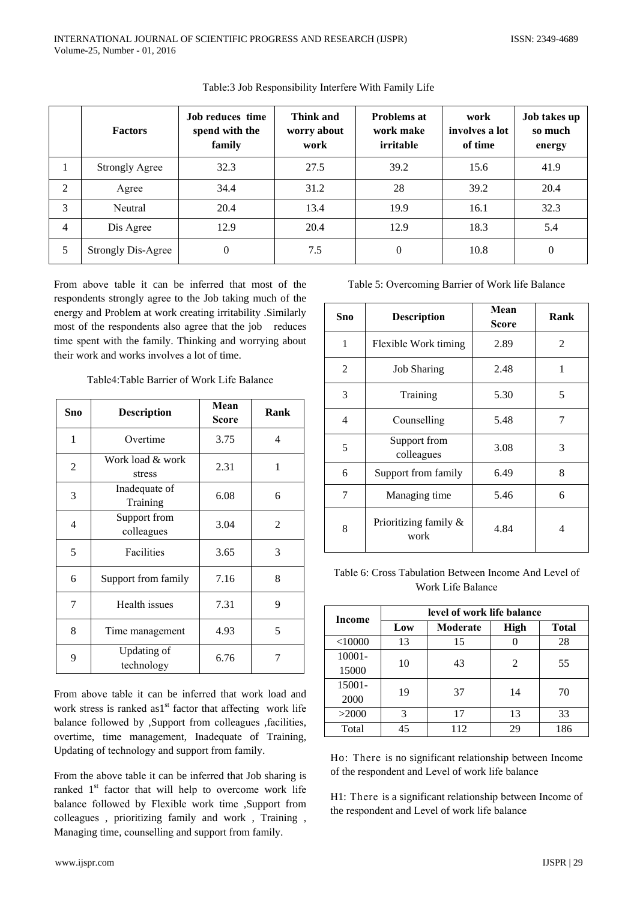Table:3 Job Responsibility Interfere With Family Life

| | Factors | Job reduces time spend with the family | Think and worry about work | Problems at work make irritable | work involves a lot of time | Job takes up so much energy |
|---|---|---|---|---|---|---|
| 1 | Strongly Agree | 32.3 | 27.5 | 39.2 | 15.6 | 41.9 |
| 2 | Agree | 34.4 | 31.2 | 28 | 39.2 | 20.4 |
| 3 | Neutral | 20.4 | 13.4 | 19.9 | 16.1 | 32.3 |
| 4 | Dis Agree | 12.9 | 20.4 | 12.9 | 18.3 | 5.4 |
| 5 | Strongly Dis-Agree | 0 | 7.5 | 0 | 10.8 | 0 |

From above table it can be inferred that most of the respondents strongly agree to the Job taking much of the energy and Problem at work creating irritability .Similarly most of the respondents also agree that the job reduces time spent with the family. Thinking and worrying about their work and works involves a lot of time.

Table4:Table Barrier of Work Life Balance

| Sno | Description | Mean Score | Rank |
|---|---|---|---|
| 1 | Overtime | 3.75 | 4 |
| 2 | Work load & work stress | 2.31 | 1 |
| 3 | Inadequate of Training | 6.08 | 6 |
| 4 | Support from colleagues | 3.04 | 2 |
| 5 | Facilities | 3.65 | 3 |
| 6 | Support from family | 7.16 | 8 |
| 7 | Health issues | 7.31 | 9 |
| 8 | Time management | 4.93 | 5 |
| 9 | Updating of technology | 6.76 | 7 |

From above table it can be inferred that work load and work stress is ranked as1st factor that affecting work life balance followed by ,Support from colleagues ,facilities, overtime, time management, Inadequate of Training, Updating of technology and support from family.

From the above table it can be inferred that Job sharing is ranked 1st factor that will help to overcome work life balance followed by Flexible work time ,Support from colleagues , prioritizing family and work , Training , Managing time, counselling and support from family.

Table 5: Overcoming Barrier of Work life Balance

| Sno | Description | Mean Score | Rank |
|---|---|---|---|
| 1 | Flexible Work timing | 2.89 | 2 |
| 2 | Job Sharing | 2.48 | 1 |
| 3 | Training | 5.30 | 5 |
| 4 | Counselling | 5.48 | 7 |
| 5 | Support from colleagues | 3.08 | 3 |
| 6 | Support from family | 6.49 | 8 |
| 7 | Managing time | 5.46 | 6 |
| 8 | Prioritizing family & work | 4.84 | 4 |

Table 6: Cross Tabulation Between Income And Level of Work Life Balance

| Income | level of work life balance | | | |
|---|---|---|---|---|
| | Low | Moderate | High | Total |
| <10000 | 13 | 15 | 0 | 28 |
| 10001-15000 | 10 | 43 | 2 | 55 |
| 15001-2000 | 19 | 37 | 14 | 70 |
| >2000 | 3 | 17 | 13 | 33 |
| Total | 45 | 112 | 29 | 186 |

Ho: There is no significant relationship between Income of the respondent and Level of work life balance

H1: There is a significant relationship between Income of the respondent and Level of work life balance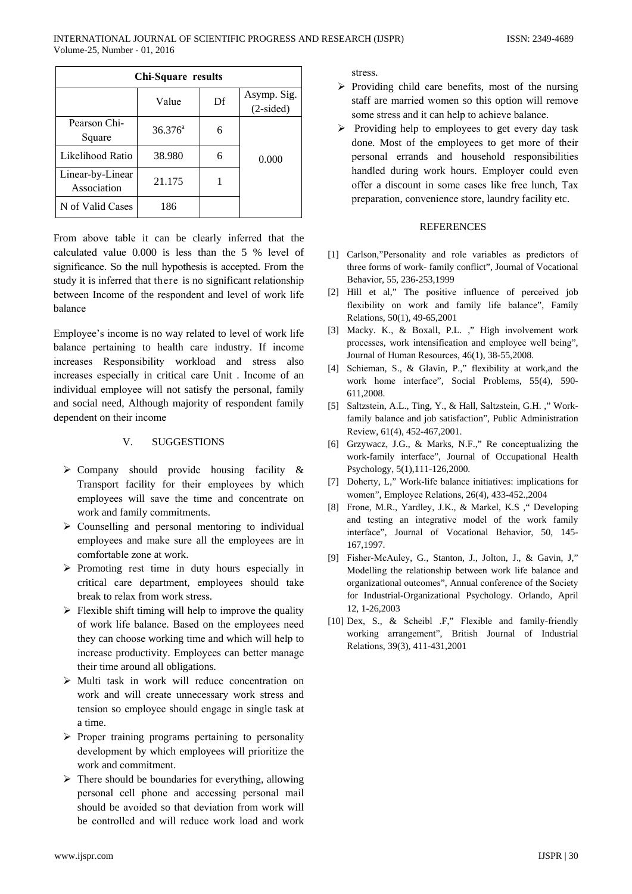| Chi-Square results | | | |
|---|---|---|---|
| | Value | Df | Asymp. Sig. (2-sided) |
| Pearson Chi-Square | 36.376[a] | 6 | 0.000 |
| Likelihood Ratio | 38.980 | 6 | |
| Linear-by-Linear Association | 21.175 | 1 | |
| N of Valid Cases | 186 | | |

From above table it can be clearly inferred that the calculated value 0.000 is less than the 5 % level of significance. So the null hypothesis is accepted. From the study it is inferred that there is no significant relationship between Income of the respondent and level of work life balance

Employee's income is no way related to level of work life balance pertaining to health care industry. If income increases Responsibility workload and stress also increases especially in critical care Unit . Income of an individual employee will not satisfy the personal, family and social need, Although majority of respondent family dependent on their income

## V. SUGGESTIONS

- Company should provide housing facility & Transport facility for their employees by which employees will save the time and concentrate on work and family commitments.
- Counselling and personal mentoring to individual employees and make sure all the employees are in comfortable zone at work.
- Promoting rest time in duty hours especially in critical care department, employees should take break to relax from work stress.
- Flexible shift timing will help to improve the quality of work life balance. Based on the employees need they can choose working time and which will help to increase productivity. Employees can better manage their time around all obligations.
- Multi task in work will reduce concentration on work and will create unnecessary work stress and tension so employee should engage in single task at a time.
- Proper training programs pertaining to personality development by which employees will prioritize the work and commitment.
- There should be boundaries for everything, allowing personal cell phone and accessing personal mail should be avoided so that deviation from work will be controlled and will reduce work load and work stress.
- Providing child care benefits, most of the nursing staff are married women so this option will remove some stress and it can help to achieve balance.
- Providing help to employees to get every day task done. Most of the employees to get more of their personal errands and household responsibilities handled during work hours. Employer could even offer a discount in some cases like free lunch, Tax preparation, convenience store, laundry facility etc.

## REFERENCES

[1] Carlson,"Personality and role variables as predictors of three forms of work- family conflict", Journal of Vocational Behavior, 55, 236-253,1999

[2] Hill et al," The positive influence of perceived job flexibility on work and family life balance", Family Relations, 50(1), 49-65,2001

[3] Macky. K., & Boxall, P.L. ," High involvement work processes, work intensification and employee well being", Journal of Human Resources, 46(1), 38-55,2008.

[4] Schieman, S., & Glavin, P.," flexibility at work,and the work home interface", Social Problems, 55(4), 590-611,2008.

[5] Saltzstein, A.L., Ting, Y., & Hall, Saltzstein, G.H. ," Work-family balance and job satisfaction", Public Administration Review, 61(4), 452-467,2001.

[6] Grzywacz, J.G., & Marks, N.F.," Re conceptualizing the work-family interface", Journal of Occupational Health Psychology, 5(1),111-126,2000.

[7] Doherty, L," Work-life balance initiatives: implications for women", Employee Relations, 26(4), 433-452.,2004

[8] Frone, M.R., Yardley, J.K., & Markel, K.S ," Developing and testing an integrative model of the work family interface", Journal of Vocational Behavior, 50, 145-167,1997.

[9] Fisher-McAuley, G., Stanton, J., Jolton, J., & Gavin, J," Modelling the relationship between work life balance and organizational outcomes", Annual conference of the Society for Industrial-Organizational Psychology. Orlando, April 12, 1-26,2003

[10] Dex, S., & Scheibl .F," Flexible and family-friendly working arrangement", British Journal of Industrial Relations, 39(3), 411-431,2001